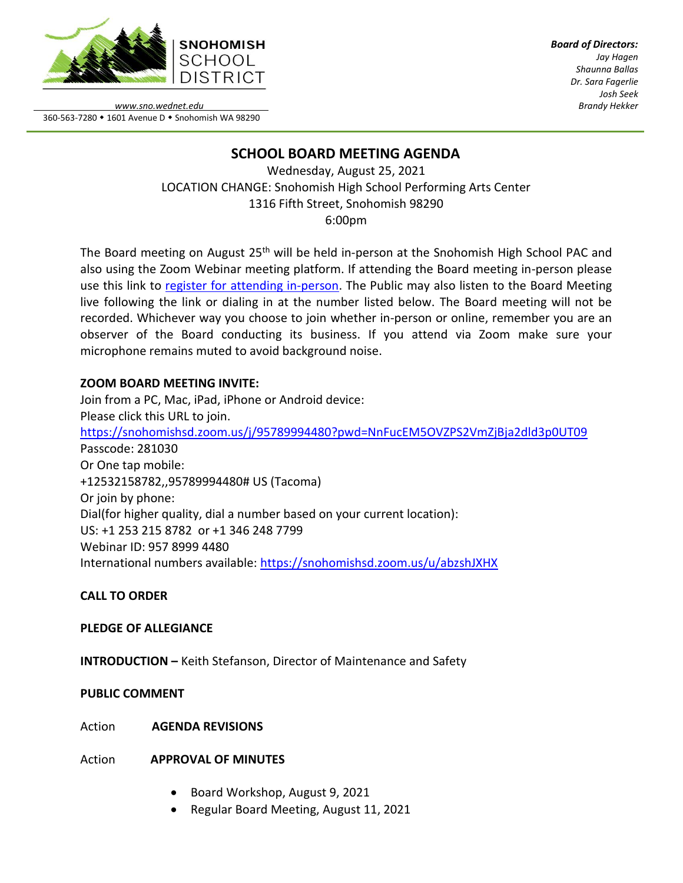**SNOHOMISH SCHOOL DISTRICT**

www.sno.wednet.edu
360-563-7280 ◆ 1601 Avenue D ◆ Snohomish WA 98290

***Board of Directors:***
*Jay Hagen*
*Shaunna Ballas*
*Dr. Sara Fagerlie*
*Josh Seek*
*Brandy Hekker*

# SCHOOL BOARD MEETING AGENDA

Wednesday, August 25, 2021
LOCATION CHANGE: Snohomish High School Performing Arts Center
1316 Fifth Street, Snohomish 98290
6:00pm

The Board meeting on August 25th will be held in-person at the Snohomish High School PAC and also using the Zoom Webinar meeting platform. If attending the Board meeting in-person please use this link to register for attending in-person. The Public may also listen to the Board Meeting live following the link or dialing in at the number listed below. The Board meeting will not be recorded. Whichever way you choose to join whether in-person or online, remember you are an observer of the Board conducting its business. If you attend via Zoom make sure your microphone remains muted to avoid background noise.

**ZOOM BOARD MEETING INVITE:**
Join from a PC, Mac, iPad, iPhone or Android device:
Please click this URL to join.
https://snohomishsd.zoom.us/j/95789994480?pwd=NnFucEM5OVZPS2VmZjBja2dld3p0UT09
Passcode: 281030
Or One tap mobile:
+12532158782,,95789994480# US (Tacoma)
Or join by phone:
Dial(for higher quality, dial a number based on your current location):
US: +1 253 215 8782 or +1 346 248 7799
Webinar ID: 957 8999 4480
International numbers available: https://snohomishsd.zoom.us/u/abzshJXHX

**CALL TO ORDER**

**PLEDGE OF ALLEGIANCE**

**INTRODUCTION –** Keith Stefanson, Director of Maintenance and Safety

**PUBLIC COMMENT**

Action **AGENDA REVISIONS**

Action **APPROVAL OF MINUTES**

- Board Workshop, August 9, 2021
- Regular Board Meeting, August 11, 2021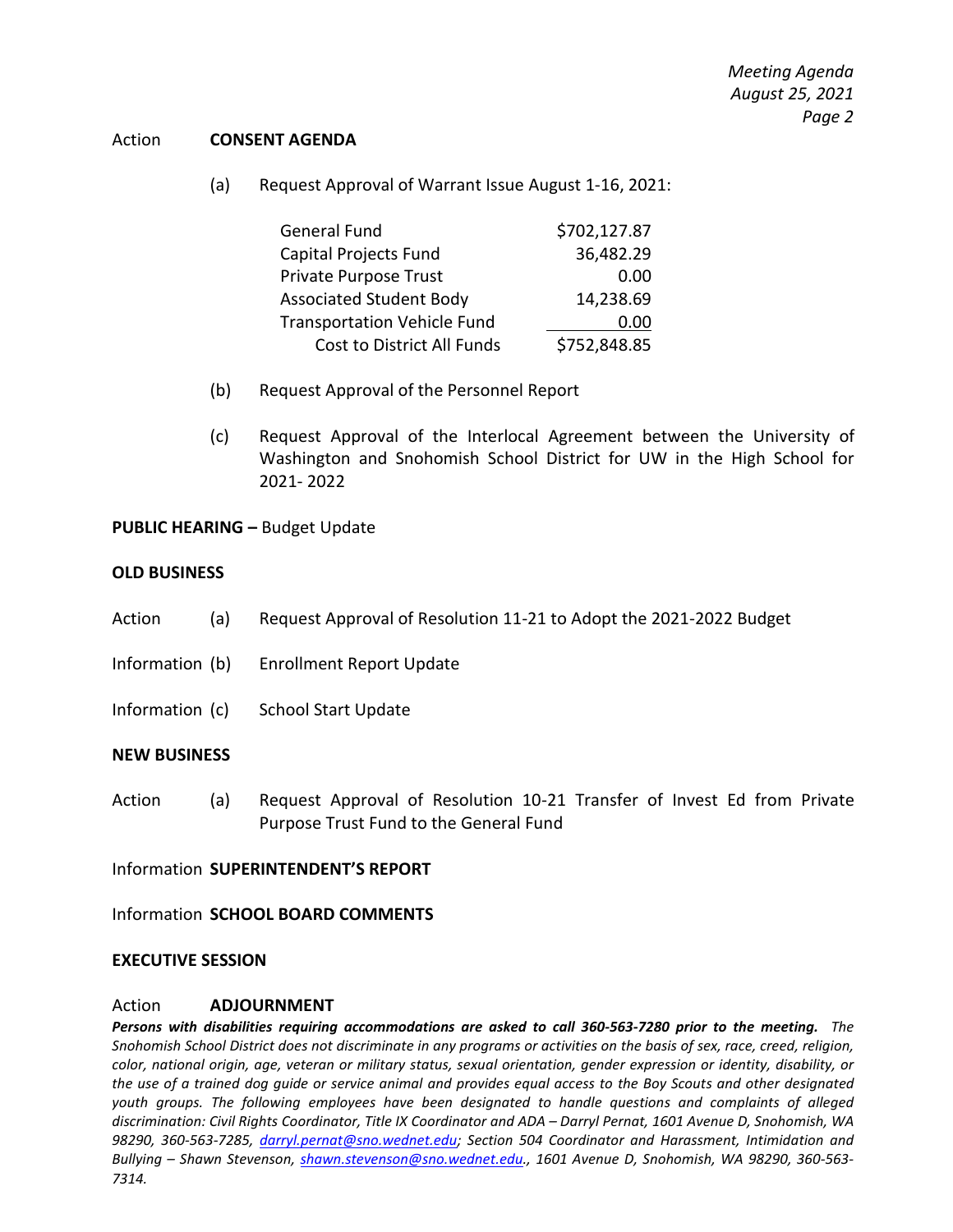Action **CONSENT AGENDA**

(a) Request Approval of Warrant Issue August 1-16, 2021:

| | |
|---|---|
| General Fund | $702,127.87 |
| Capital Projects Fund | 36,482.29 |
| Private Purpose Trust | 0.00 |
| Associated Student Body | 14,238.69 |
| Transportation Vehicle Fund | 0.00 |
| Cost to District All Funds | $752,848.85 |

(b) Request Approval of the Personnel Report

(c) Request Approval of the Interlocal Agreement between the University of Washington and Snohomish School District for UW in the High School for 2021- 2022

**PUBLIC HEARING –** Budget Update

**OLD BUSINESS**

Action (a) Request Approval of Resolution 11-21 to Adopt the 2021-2022 Budget

Information (b) Enrollment Report Update

Information (c) School Start Update

**NEW BUSINESS**

Action (a) Request Approval of Resolution 10-21 Transfer of Invest Ed from Private Purpose Trust Fund to the General Fund

Information **SUPERINTENDENT'S REPORT**

Information **SCHOOL BOARD COMMENTS**

**EXECUTIVE SESSION**

Action **ADJOURNMENT**

***Persons with disabilities requiring accommodations are asked to call 360-563-7280 prior to the meeting.*** *The Snohomish School District does not discriminate in any programs or activities on the basis of sex, race, creed, religion, color, national origin, age, veteran or military status, sexual orientation, gender expression or identity, disability, or the use of a trained dog guide or service animal and provides equal access to the Boy Scouts and other designated youth groups. The following employees have been designated to handle questions and complaints of alleged discrimination: Civil Rights Coordinator, Title IX Coordinator and ADA – Darryl Pernat, 1601 Avenue D, Snohomish, WA 98290, 360-563-7285, darryl.pernat@sno.wednet.edu; Section 504 Coordinator and Harassment, Intimidation and Bullying – Shawn Stevenson, shawn.stevenson@sno.wednet.edu., 1601 Avenue D, Snohomish, WA 98290, 360-563-7314.*